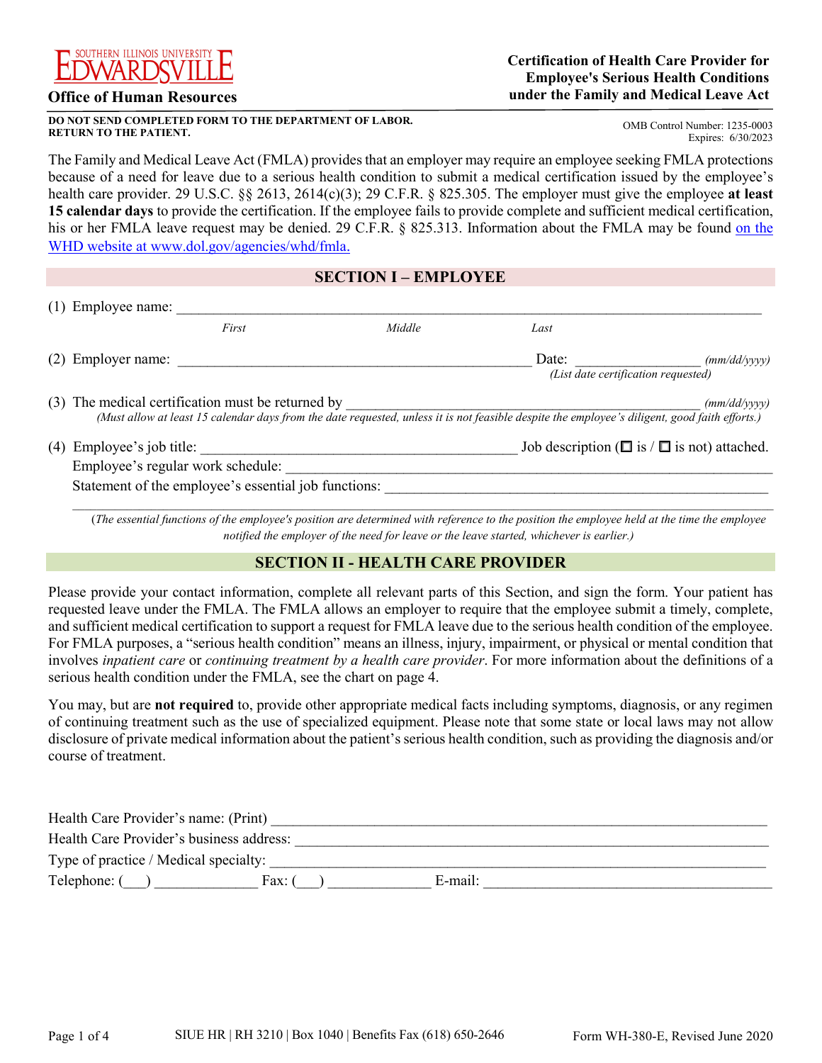SOUTHERN ILLINOIS UNIVERSITY EDWARDSVILLE

**Office of Human Resources**

# Certification of Health Care Provider for Employee's Serious Health Conditions under the Family and Medical Leave Act

**DO NOT SEND COMPLETED FORM TO THE DEPARTMENT OF LABOR.**
**RETURN TO THE PATIENT.**

OMB Control Number: 1235-0003
Expires: 6/30/2023

The Family and Medical Leave Act (FMLA) provides that an employer may require an employee seeking FMLA protections because of a need for leave due to a serious health condition to submit a medical certification issued by the employee's health care provider. 29 U.S.C. §§ 2613, 2614(c)(3); 29 C.F.R. § 825.305. The employer must give the employee **at least 15 calendar days** to provide the certification. If the employee fails to provide complete and sufficient medical certification, his or her FMLA leave request may be denied. 29 C.F.R. § 825.313. Information about the FMLA may be found on the WHD website at www.dol.gov/agencies/whd/fmla.

## SECTION I – EMPLOYEE

(1) Employee name: ______________________________________________
*First* *Middle* *Last*

(2) Employer name: ________________________________ Date: ______________ *(mm/dd/yyyy)*
*(List date certification requested)*

(3) The medical certification must be returned by ______________________________ *(mm/dd/yyyy)*
*(Must allow at least 15 calendar days from the date requested, unless it is not feasible despite the employee's diligent, good faith efforts.)*

(4) Employee's job title: ______________________________ Job description (☐ is / ☐ is not) attached.
Employee's regular work schedule: ______________________________
Statement of the employee's essential job functions: ______________________________

______________________________________________

*(The essential functions of the employee's position are determined with reference to the position the employee held at the time the employee notified the employer of the need for leave or the leave started, whichever is earlier.)*

## SECTION II - HEALTH CARE PROVIDER

Please provide your contact information, complete all relevant parts of this Section, and sign the form. Your patient has requested leave under the FMLA. The FMLA allows an employer to require that the employee submit a timely, complete, and sufficient medical certification to support a request for FMLA leave due to the serious health condition of the employee. For FMLA purposes, a "serious health condition" means an illness, injury, impairment, or physical or mental condition that involves *inpatient care* or *continuing treatment by a health care provider*. For more information about the definitions of a serious health condition under the FMLA, see the chart on page 4.

You may, but are **not required** to, provide other appropriate medical facts including symptoms, diagnosis, or any regimen of continuing treatment such as the use of specialized equipment. Please note that some state or local laws may not allow disclosure of private medical information about the patient's serious health condition, such as providing the diagnosis and/or course of treatment.

Health Care Provider's name: (Print) ______________________________
Health Care Provider's business address: ______________________________
Type of practice / Medical specialty: ______________________________
Telephone: (___) ______________ Fax: (___) ______________ E-mail: ______________________________

SIUE HR | RH 3210 | Box 1040 | Benefits Fax (618) 650-2646

Form WH-380-E, Revised June 2020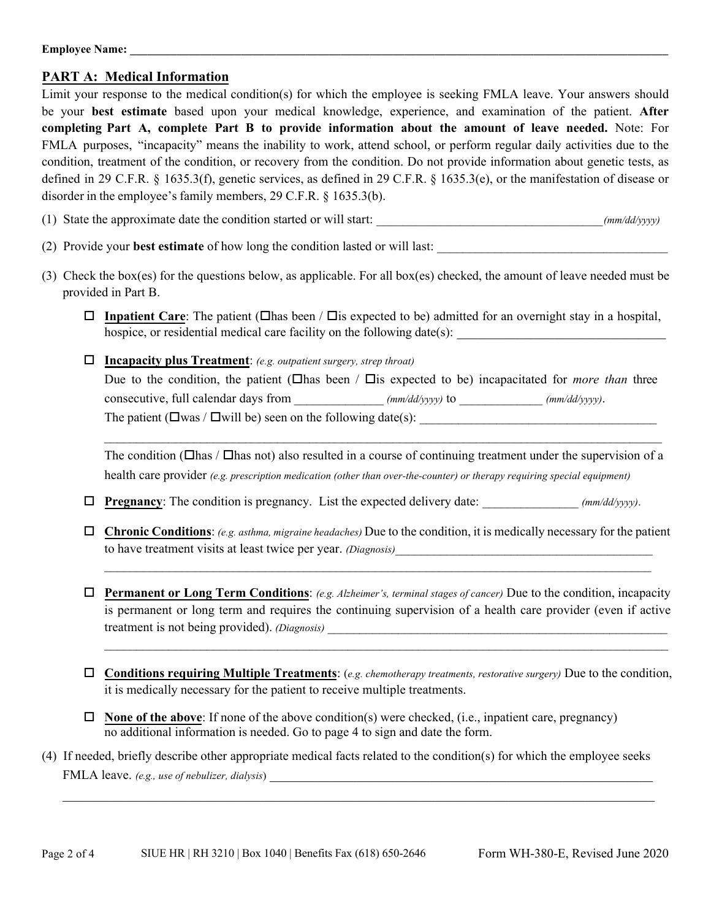**Employee Name:** ______________________________________________

## PART A: Medical Information

Limit your response to the medical condition(s) for which the employee is seeking FMLA leave. Your answers should be your **best estimate** based upon your medical knowledge, experience, and examination of the patient. **After completing Part A, complete Part B to provide information about the amount of leave needed.** Note: For FMLA purposes, "incapacity" means the inability to work, attend school, or perform regular daily activities due to the condition, treatment of the condition, or recovery from the condition. Do not provide information about genetic tests, as defined in 29 C.F.R. § 1635.3(f), genetic services, as defined in 29 C.F.R. § 1635.3(e), or the manifestation of disease or disorder in the employee's family members, 29 C.F.R. § 1635.3(b).

(1) State the approximate date the condition started or will start: ______________________ *(mm/dd/yyyy)*

(2) Provide your **best estimate** of how long the condition lasted or will last: ______________________

(3) Check the box(es) for the questions below, as applicable. For all box(es) checked, the amount of leave needed must be provided in Part B.

- ☐ **Inpatient Care**: The patient (☐has been / ☐is expected to be) admitted for an overnight stay in a hospital, hospice, or residential medical care facility on the following date(s): ______________________

- ☐ **Incapacity plus Treatment**: *(e.g. outpatient surgery, strep throat)*

  Due to the condition, the patient (☐has been / ☐is expected to be) incapacitated for *more than* three consecutive, full calendar days from _____________ *(mm/dd/yyyy)* to _____________ *(mm/dd/yyyy)*.

  The patient (☐was / ☐will be) seen on the following date(s): ______________________

  ______________________________________________

  The condition (☐has / ☐has not) also resulted in a course of continuing treatment under the supervision of a health care provider *(e.g. prescription medication (other than over-the-counter) or therapy requiring special equipment)*

- ☐ **Pregnancy**: The condition is pregnancy. List the expected delivery date: _______________ *(mm/dd/yyyy)*.

- ☐ **Chronic Conditions**: *(e.g. asthma, migraine headaches)* Due to the condition, it is medically necessary for the patient to have treatment visits at least twice per year. *(Diagnosis)*______________________

  ______________________________________________

- ☐ **Permanent or Long Term Conditions**: *(e.g. Alzheimer's, terminal stages of cancer)* Due to the condition, incapacity is permanent or long term and requires the continuing supervision of a health care provider (even if active treatment is not being provided). *(Diagnosis)* ______________________

  ______________________________________________

- ☐ **Conditions requiring Multiple Treatments**: (*e.g. chemotherapy treatments, restorative surgery)* Due to the condition, it is medically necessary for the patient to receive multiple treatments.

- ☐ **None of the above**: If none of the above condition(s) were checked, (i.e., inpatient care, pregnancy) no additional information is needed. Go to page 4 to sign and date the form.

(4) If needed, briefly describe other appropriate medical facts related to the condition(s) for which the employee seeks FMLA leave. *(e.g., use of nebulizer, dialysis*) ______________________

______________________________________________

SIUE HR | RH 3210 | Box 1040 | Benefits Fax (618) 650-2646 Form WH-380-E, Revised June 2020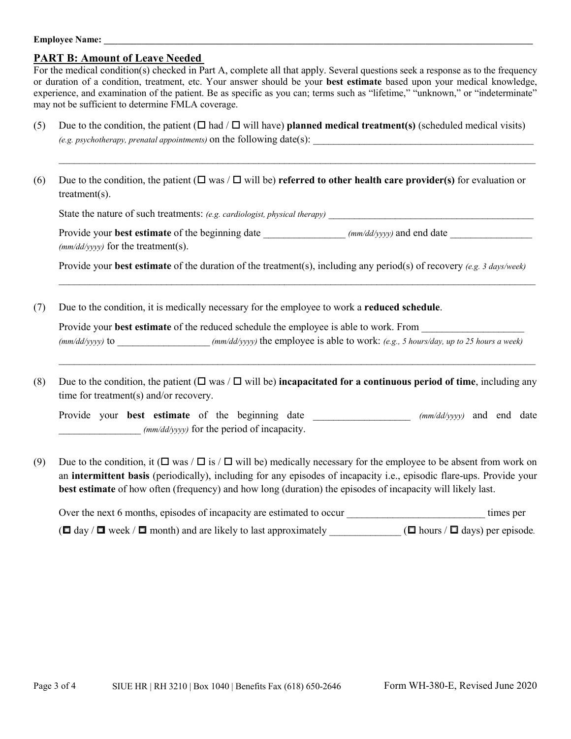**Employee Name:** \_\_\_\_\_\_\_\_\_\_\_\_\_\_\_\_\_\_\_\_\_\_\_\_\_\_\_\_\_\_\_\_\_\_\_\_\_\_\_\_\_\_\_\_\_\_\_\_\_\_\_\_\_\_\_\_\_\_\_\_

## PART B: Amount of Leave Needed

For the medical condition(s) checked in Part A, complete all that apply. Several questions seek a response as to the frequency or duration of a condition, treatment, etc. Your answer should be your **best estimate** based upon your medical knowledge, experience, and examination of the patient. Be as specific as you can; terms such as "lifetime," "unknown," or "indeterminate" may not be sufficient to determine FMLA coverage.

(5) Due to the condition, the patient (☐ had / ☐ will have) **planned medical treatment(s)** (scheduled medical visits) *(e.g. psychotherapy, prenatal appointments)* on the following date(s): \_\_\_\_\_\_\_\_\_\_\_\_\_\_\_\_\_\_\_\_\_\_\_\_\_\_\_\_\_\_\_\_\_\_\_\_\_\_\_\_\_\_\_\_

\_\_\_\_\_\_\_\_\_\_\_\_\_\_\_\_\_\_\_\_\_\_\_\_\_\_\_\_\_\_\_\_\_\_\_\_\_\_\_\_\_\_\_\_\_\_\_\_\_\_\_\_\_\_\_\_\_\_\_\_\_\_\_\_\_\_\_\_\_\_\_\_\_\_\_\_\_\_\_\_\_\_\_\_\_\_\_\_\_\_

(6) Due to the condition, the patient (☐ was / ☐ will be) **referred to other health care provider(s)** for evaluation or treatment(s).

State the nature of such treatments: *(e.g. cardiologist, physical therapy)* \_\_\_\_\_\_\_\_\_\_\_\_\_\_\_\_\_\_\_\_\_\_\_\_\_\_\_\_\_\_\_\_\_\_\_\_\_\_\_\_\_\_\_\_

Provide your **best estimate** of the beginning date \_\_\_\_\_\_\_\_\_\_\_\_\_\_\_\_ *(mm/dd/yyyy)* and end date \_\_\_\_\_\_\_\_\_\_\_\_\_\_\_\_ *(mm/dd/yyyy)* for the treatment(s).

Provide your **best estimate** of the duration of the treatment(s), including any period(s) of recovery *(e.g. 3 days/week)*

\_\_\_\_\_\_\_\_\_\_\_\_\_\_\_\_\_\_\_\_\_\_\_\_\_\_\_\_\_\_\_\_\_\_\_\_\_\_\_\_\_\_\_\_\_\_\_\_\_\_\_\_\_\_\_\_\_\_\_\_\_\_\_\_\_\_\_\_\_\_\_\_\_\_\_\_\_\_\_\_\_\_\_\_\_\_\_\_\_\_

(7) Due to the condition, it is medically necessary for the employee to work a **reduced schedule**.

Provide your **best estimate** of the reduced schedule the employee is able to work. From \_\_\_\_\_\_\_\_\_\_\_\_\_\_\_\_\_\_\_\_ *(mm/dd/yyyy)* to \_\_\_\_\_\_\_\_\_\_\_\_\_\_\_\_\_\_ *(mm/dd/yyyy)* the employee is able to work: *(e.g., 5 hours/day, up to 25 hours a week)*

\_\_\_\_\_\_\_\_\_\_\_\_\_\_\_\_\_\_\_\_\_\_\_\_\_\_\_\_\_\_\_\_\_\_\_\_\_\_\_\_\_\_\_\_\_\_\_\_\_\_\_\_\_\_\_\_\_\_\_\_\_\_\_\_\_\_\_\_\_\_\_\_\_\_\_\_\_\_\_\_\_\_\_\_\_\_\_\_\_\_

(8) Due to the condition, the patient (☐ was / ☐ will be) **incapacitated for a continuous period of time**, including any time for treatment(s) and/or recovery.

Provide your **best estimate** of the beginning date \_\_\_\_\_\_\_\_\_\_\_\_\_\_\_\_\_\_\_ *(mm/dd/yyyy)* and end date \_\_\_\_\_\_\_\_\_\_\_\_\_\_\_\_ *(mm/dd/yyyy)* for the period of incapacity.

(9) Due to the condition, it (☐ was / ☐ is / ☐ will be) medically necessary for the employee to be absent from work on an **intermittent basis** (periodically), including for any episodes of incapacity i.e., episodic flare-ups. Provide your **best estimate** of how often (frequency) and how long (duration) the episodes of incapacity will likely last.

Over the next 6 months, episodes of incapacity are estimated to occur \_\_\_\_\_\_\_\_\_\_\_\_\_\_\_\_\_\_\_\_\_\_\_\_\_\_\_ times per (☐ day / ☐ week / ☐ month) and are likely to last approximately \_\_\_\_\_\_\_\_\_\_\_\_\_\_ (☐ hours / ☐ days) per episode.

SIUE HR | RH 3210 | Box 1040 | Benefits Fax (618) 650-2646

Form WH-380-E, Revised June 2020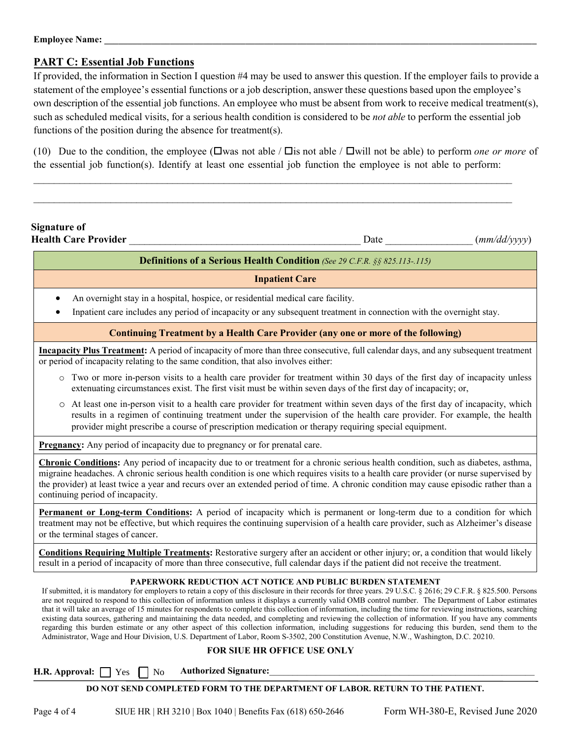**Employee Name:** ______________________________________________________________________________

## PART C: Essential Job Functions

If provided, the information in Section I question #4 may be used to answer this question. If the employer fails to provide a statement of the employee's essential functions or a job description, answer these questions based upon the employee's own description of the essential job functions. An employee who must be absent from work to receive medical treatment(s), such as scheduled medical visits, for a serious health condition is considered to be *not able* to perform the essential job functions of the position during the absence for treatment(s).

(10) Due to the condition, the employee (☐was not able / ☐is not able / ☐will not be able) to perform *one or more* of the essential job function(s). Identify at least one essential job function the employee is not able to perform:

______________________________________________________________________________

______________________________________________________________________________

**Signature of Health Care Provider** ____________________________________________ Date ________________ (*mm/dd/yyyy*)

### Definitions of a Serious Health Condition *(See 29 C.F.R. §§ 825.113-.115)*

#### Inpatient Care

- An overnight stay in a hospital, hospice, or residential medical care facility.
- Inpatient care includes any period of incapacity or any subsequent treatment in connection with the overnight stay.

#### Continuing Treatment by a Health Care Provider (any one or more of the following)

**Incapacity Plus Treatment:** A period of incapacity of more than three consecutive, full calendar days, and any subsequent treatment or period of incapacity relating to the same condition, that also involves either:

- Two or more in-person visits to a health care provider for treatment within 30 days of the first day of incapacity unless extenuating circumstances exist. The first visit must be within seven days of the first day of incapacity; or,
- At least one in-person visit to a health care provider for treatment within seven days of the first day of incapacity, which results in a regimen of continuing treatment under the supervision of the health care provider. For example, the health provider might prescribe a course of prescription medication or therapy requiring special equipment.

**Pregnancy:** Any period of incapacity due to pregnancy or for prenatal care.

**Chronic Conditions:** Any period of incapacity due to or treatment for a chronic serious health condition, such as diabetes, asthma, migraine headaches. A chronic serious health condition is one which requires visits to a health care provider (or nurse supervised by the provider) at least twice a year and recurs over an extended period of time. A chronic condition may cause episodic rather than a continuing period of incapacity.

**Permanent or Long-term Conditions:** A period of incapacity which is permanent or long-term due to a condition for which treatment may not be effective, but which requires the continuing supervision of a health care provider, such as Alzheimer's disease or the terminal stages of cancer.

**Conditions Requiring Multiple Treatments:** Restorative surgery after an accident or other injury; or, a condition that would likely result in a period of incapacity of more than three consecutive, full calendar days if the patient did not receive the treatment.

**PAPERWORK REDUCTION ACT NOTICE AND PUBLIC BURDEN STATEMENT**

If submitted, it is mandatory for employers to retain a copy of this disclosure in their records for three years. 29 U.S.C. § 2616; 29 C.F.R. § 825.500. Persons are not required to respond to this collection of information unless it displays a currently valid OMB control number. The Department of Labor estimates that it will take an average of 15 minutes for respondents to complete this collection of information, including the time for reviewing instructions, searching existing data sources, gathering and maintaining the data needed, and completing and reviewing the collection of information. If you have any comments regarding this burden estimate or any other aspect of this collection information, including suggestions for reducing this burden, send them to the Administrator, Wage and Hour Division, U.S. Department of Labor, Room S-3502, 200 Constitution Avenue, N.W., Washington, D.C. 20210.

**FOR SIUE HR OFFICE USE ONLY**

**H.R. Approval:** ☐ Yes ☐ No **Authorized Signature:**______________________________________________

**DO NOT SEND COMPLETED FORM TO THE DEPARTMENT OF LABOR. RETURN TO THE PATIENT.**

SIUE HR | RH 3210 | Box 1040 | Benefits Fax (618) 650-2646 Form WH-380-E, Revised June 2020